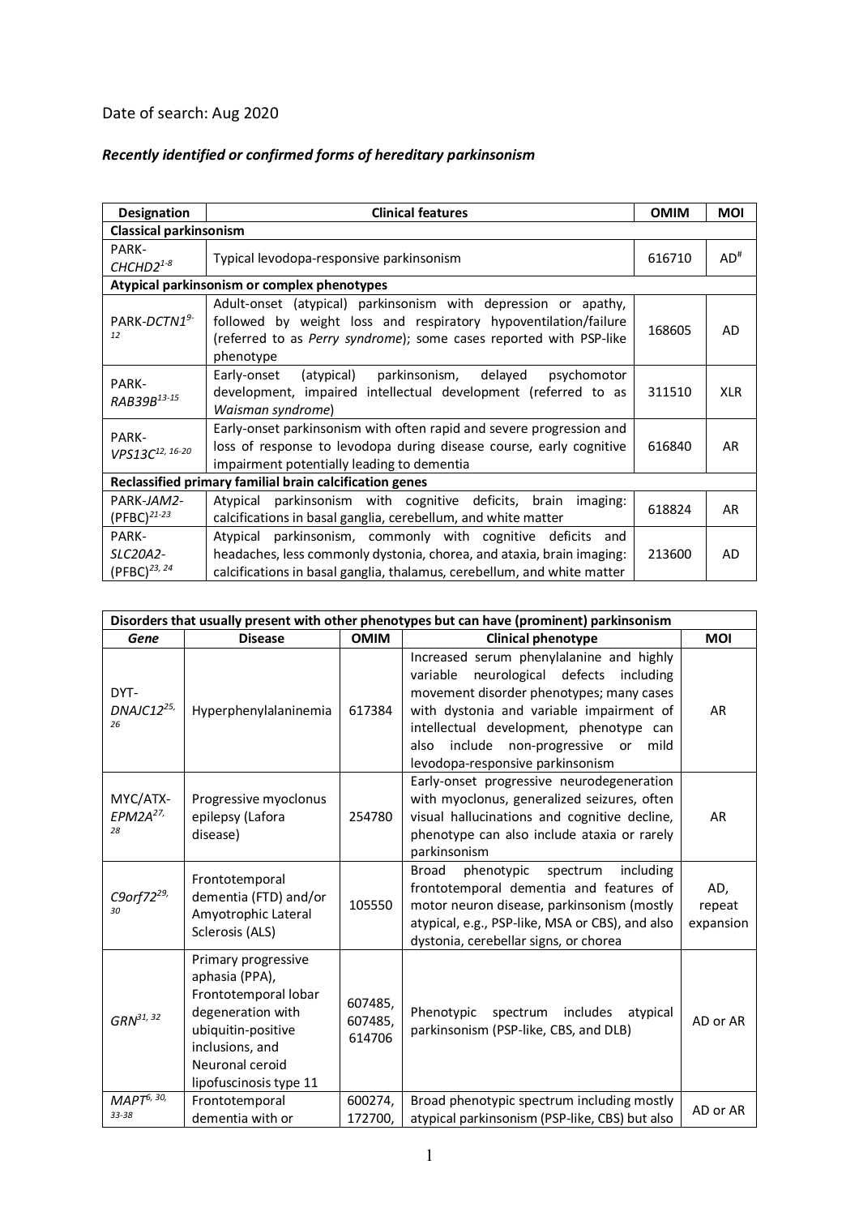Date of search: Aug 2020

### *Recently identified or confirmed forms of hereditary parkinsonism*

| Designation | Clinical features | OMIM | MOI |
|---|---|---|---|
| **Classical parkinsonism** | | | |
| PARK-*CHCHD2*[1-8] | Typical levodopa-responsive parkinsonism | 616710 | AD[#] |
| **Atypical parkinsonism or complex phenotypes** | | | |
| PARK-*DCTN1*[9-12] | Adult-onset (atypical) parkinsonism with depression or apathy, followed by weight loss and respiratory hypoventilation/failure (referred to as *Perry syndrome*); some cases reported with PSP-like phenotype | 168605 | AD |
| PARK-*RAB39B*[13-15] | Early-onset (atypical) parkinsonism, delayed psychomotor development, impaired intellectual development (referred to as *Waisman syndrome*) | 311510 | XLR |
| PARK-*VPS13C*[12, 16-20] | Early-onset parkinsonism with often rapid and severe progression and loss of response to levodopa during disease course, early cognitive impairment potentially leading to dementia | 616840 | AR |
| **Reclassified primary familial brain calcification genes** | | | |
| PARK-*JAM2*-(PFBC)[21-23] | Atypical parkinsonism with cognitive deficits, brain imaging: calcifications in basal ganglia, cerebellum, and white matter | 618824 | AR |
| PARK-*SLC20A2*-(PFBC)[23, 24] | Atypical parkinsonism, commonly with cognitive deficits and headaches, less commonly dystonia, chorea, and ataxia, brain imaging: calcifications in basal ganglia, thalamus, cerebellum, and white matter | 213600 | AD |

| **Disorders that usually present with other phenotypes but can have (prominent) parkinsonism** | | | | |
|---|---|---|---|---|
| ***Gene*** | **Disease** | **OMIM** | **Clinical phenotype** | **MOI** |
| DYT-*DNAJC12*[25, 26] | Hyperphenylalaninemia | 617384 | Increased serum phenylalanine and highly variable neurological defects including movement disorder phenotypes; many cases with dystonia and variable impairment of intellectual development, phenotype can also include non-progressive or mild levodopa-responsive parkinsonism | AR |
| MYC/ATX-*EPM2A*[27, 28] | Progressive myoclonus epilepsy (Lafora disease) | 254780 | Early-onset progressive neurodegeneration with myoclonus, generalized seizures, often visual hallucinations and cognitive decline, phenotype can also include ataxia or rarely parkinsonism | AR |
| *C9orf72*[29, 30] | Frontotemporal dementia (FTD) and/or Amyotrophic Lateral Sclerosis (ALS) | 105550 | Broad phenotypic spectrum including frontotemporal dementia and features of motor neuron disease, parkinsonism (mostly atypical, e.g., PSP-like, MSA or CBS), and also dystonia, cerebellar signs, or chorea | AD, repeat expansion |
| *GRN*[31, 32] | Primary progressive aphasia (PPA), Frontotemporal lobar degeneration with ubiquitin-positive inclusions, and Neuronal ceroid lipofuscinosis type 11 | 607485, 607485, 614706 | Phenotypic spectrum includes atypical parkinsonism (PSP-like, CBS, and DLB) | AD or AR |
| *MAPT*[6, 30, 33-38] | Frontotemporal dementia with or | 600274, 172700, | Broad phenotypic spectrum including mostly atypical parkinsonism (PSP-like, CBS) but also | AD or AR |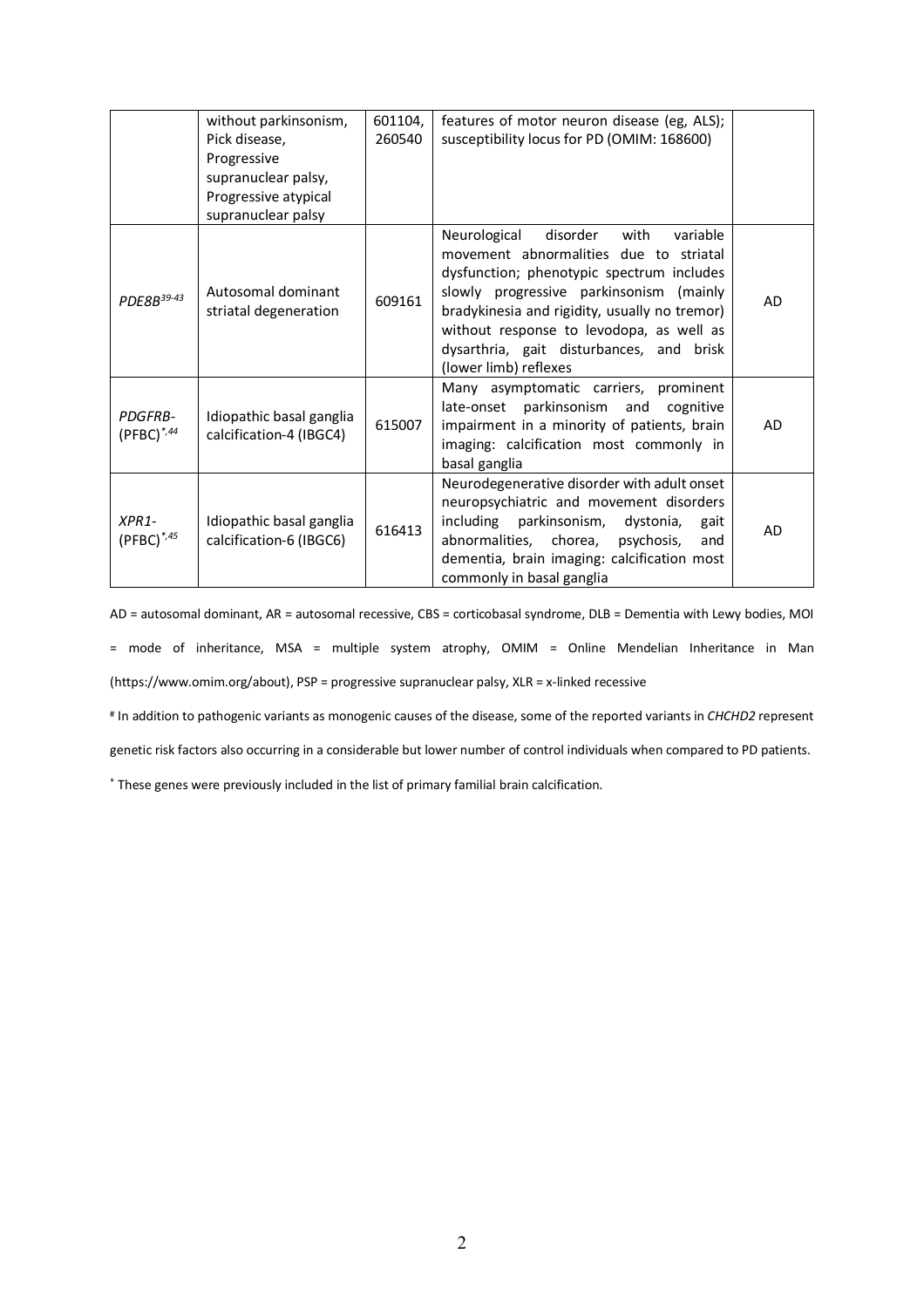| | | | | |
|---|---|---|---|---|
| | without parkinsonism, Pick disease, Progressive supranuclear palsy, Progressive atypical supranuclear palsy | 601104, 260540 | features of motor neuron disease (eg, ALS); susceptibility locus for PD (OMIM: 168600) | |
| *PDE8B*[39-43] | Autosomal dominant striatal degeneration | 609161 | Neurological disorder with variable movement abnormalities due to striatal dysfunction; phenotypic spectrum includes slowly progressive parkinsonism (mainly bradykinesia and rigidity, usually no tremor) without response to levodopa, as well as dysarthria, gait disturbances, and brisk (lower limb) reflexes | AD |
| *PDGFRB*-(PFBC)[*,44] | Idiopathic basal ganglia calcification-4 (IBGC4) | 615007 | Many asymptomatic carriers, prominent late-onset parkinsonism and cognitive impairment in a minority of patients, brain imaging: calcification most commonly in basal ganglia | AD |
| *XPR1*-(PFBC)[*,45] | Idiopathic basal ganglia calcification-6 (IBGC6) | 616413 | Neurodegenerative disorder with adult onset neuropsychiatric and movement disorders including parkinsonism, dystonia, gait abnormalities, chorea, psychosis, and dementia, brain imaging: calcification most commonly in basal ganglia | AD |

AD = autosomal dominant, AR = autosomal recessive, CBS = corticobasal syndrome, DLB = Dementia with Lewy bodies, MOI = mode of inheritance, MSA = multiple system atrophy, OMIM = Online Mendelian Inheritance in Man (https://www.omim.org/about), PSP = progressive supranuclear palsy, XLR = x-linked recessive

[#] In addition to pathogenic variants as monogenic causes of the disease, some of the reported variants in *CHCHD2* represent genetic risk factors also occurring in a considerable but lower number of control individuals when compared to PD patients.

[*] These genes were previously included in the list of primary familial brain calcification.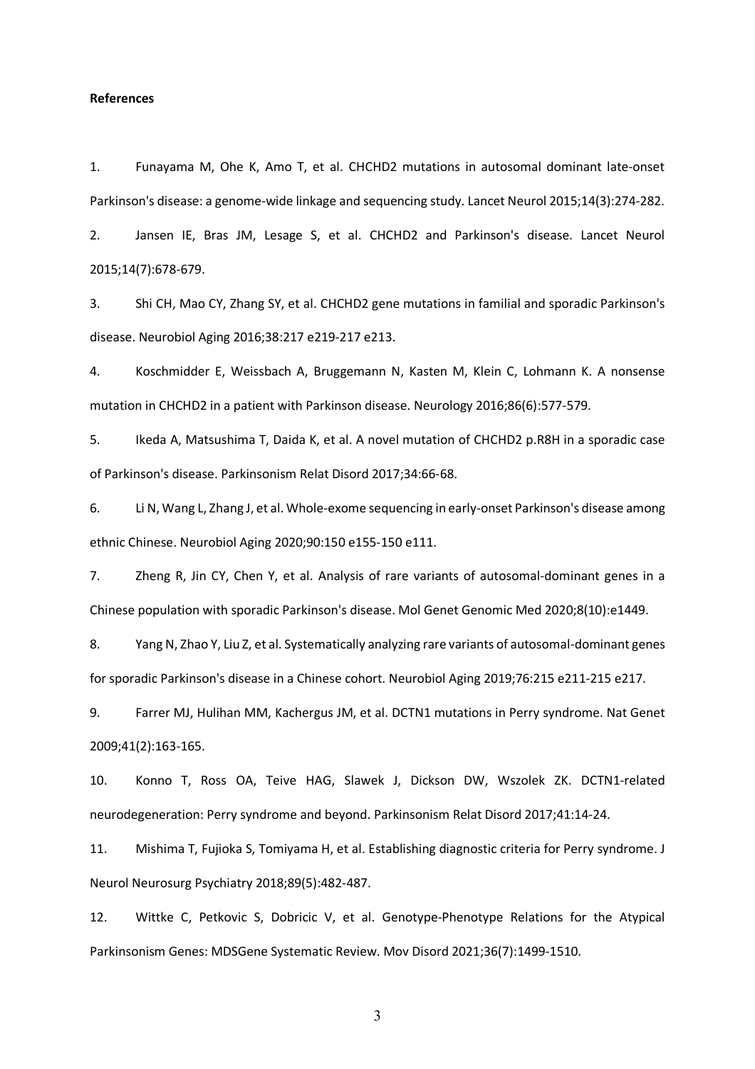**References**

1. Funayama M, Ohe K, Amo T, et al. CHCHD2 mutations in autosomal dominant late-onset Parkinson's disease: a genome-wide linkage and sequencing study. Lancet Neurol 2015;14(3):274-282.
2. Jansen IE, Bras JM, Lesage S, et al. CHCHD2 and Parkinson's disease. Lancet Neurol 2015;14(7):678-679.
3. Shi CH, Mao CY, Zhang SY, et al. CHCHD2 gene mutations in familial and sporadic Parkinson's disease. Neurobiol Aging 2016;38:217 e219-217 e213.
4. Koschmidder E, Weissbach A, Bruggemann N, Kasten M, Klein C, Lohmann K. A nonsense mutation in CHCHD2 in a patient with Parkinson disease. Neurology 2016;86(6):577-579.
5. Ikeda A, Matsushima T, Daida K, et al. A novel mutation of CHCHD2 p.R8H in a sporadic case of Parkinson's disease. Parkinsonism Relat Disord 2017;34:66-68.
6. Li N, Wang L, Zhang J, et al. Whole-exome sequencing in early-onset Parkinson's disease among ethnic Chinese. Neurobiol Aging 2020;90:150 e155-150 e111.
7. Zheng R, Jin CY, Chen Y, et al. Analysis of rare variants of autosomal-dominant genes in a Chinese population with sporadic Parkinson's disease. Mol Genet Genomic Med 2020;8(10):e1449.
8. Yang N, Zhao Y, Liu Z, et al. Systematically analyzing rare variants of autosomal-dominant genes for sporadic Parkinson's disease in a Chinese cohort. Neurobiol Aging 2019;76:215 e211-215 e217.
9. Farrer MJ, Hulihan MM, Kachergus JM, et al. DCTN1 mutations in Perry syndrome. Nat Genet 2009;41(2):163-165.
10. Konno T, Ross OA, Teive HAG, Slawek J, Dickson DW, Wszolek ZK. DCTN1-related neurodegeneration: Perry syndrome and beyond. Parkinsonism Relat Disord 2017;41:14-24.
11. Mishima T, Fujioka S, Tomiyama H, et al. Establishing diagnostic criteria for Perry syndrome. J Neurol Neurosurg Psychiatry 2018;89(5):482-487.
12. Wittke C, Petkovic S, Dobricic V, et al. Genotype-Phenotype Relations for the Atypical Parkinsonism Genes: MDSGene Systematic Review. Mov Disord 2021;36(7):1499-1510.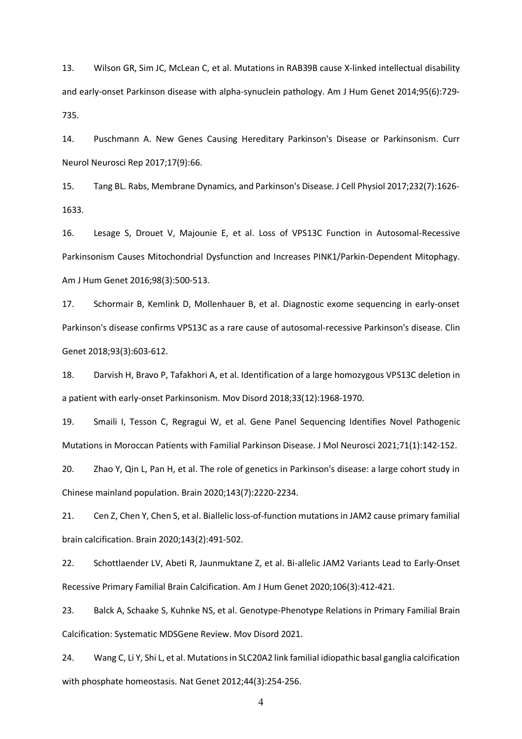13. Wilson GR, Sim JC, McLean C, et al. Mutations in RAB39B cause X-linked intellectual disability and early-onset Parkinson disease with alpha-synuclein pathology. Am J Hum Genet 2014;95(6):729-735.

14. Puschmann A. New Genes Causing Hereditary Parkinson's Disease or Parkinsonism. Curr Neurol Neurosci Rep 2017;17(9):66.

15. Tang BL. Rabs, Membrane Dynamics, and Parkinson's Disease. J Cell Physiol 2017;232(7):1626-1633.

16. Lesage S, Drouet V, Majounie E, et al. Loss of VPS13C Function in Autosomal-Recessive Parkinsonism Causes Mitochondrial Dysfunction and Increases PINK1/Parkin-Dependent Mitophagy. Am J Hum Genet 2016;98(3):500-513.

17. Schormair B, Kemlink D, Mollenhauer B, et al. Diagnostic exome sequencing in early-onset Parkinson's disease confirms VPS13C as a rare cause of autosomal-recessive Parkinson's disease. Clin Genet 2018;93(3):603-612.

18. Darvish H, Bravo P, Tafakhori A, et al. Identification of a large homozygous VPS13C deletion in a patient with early-onset Parkinsonism. Mov Disord 2018;33(12):1968-1970.

19. Smaili I, Tesson C, Regragui W, et al. Gene Panel Sequencing Identifies Novel Pathogenic Mutations in Moroccan Patients with Familial Parkinson Disease. J Mol Neurosci 2021;71(1):142-152.

20. Zhao Y, Qin L, Pan H, et al. The role of genetics in Parkinson's disease: a large cohort study in Chinese mainland population. Brain 2020;143(7):2220-2234.

21. Cen Z, Chen Y, Chen S, et al. Biallelic loss-of-function mutations in JAM2 cause primary familial brain calcification. Brain 2020;143(2):491-502.

22. Schottlaender LV, Abeti R, Jaunmuktane Z, et al. Bi-allelic JAM2 Variants Lead to Early-Onset Recessive Primary Familial Brain Calcification. Am J Hum Genet 2020;106(3):412-421.

23. Balck A, Schaake S, Kuhnke NS, et al. Genotype-Phenotype Relations in Primary Familial Brain Calcification: Systematic MDSGene Review. Mov Disord 2021.

24. Wang C, Li Y, Shi L, et al. Mutations in SLC20A2 link familial idiopathic basal ganglia calcification with phosphate homeostasis. Nat Genet 2012;44(3):254-256.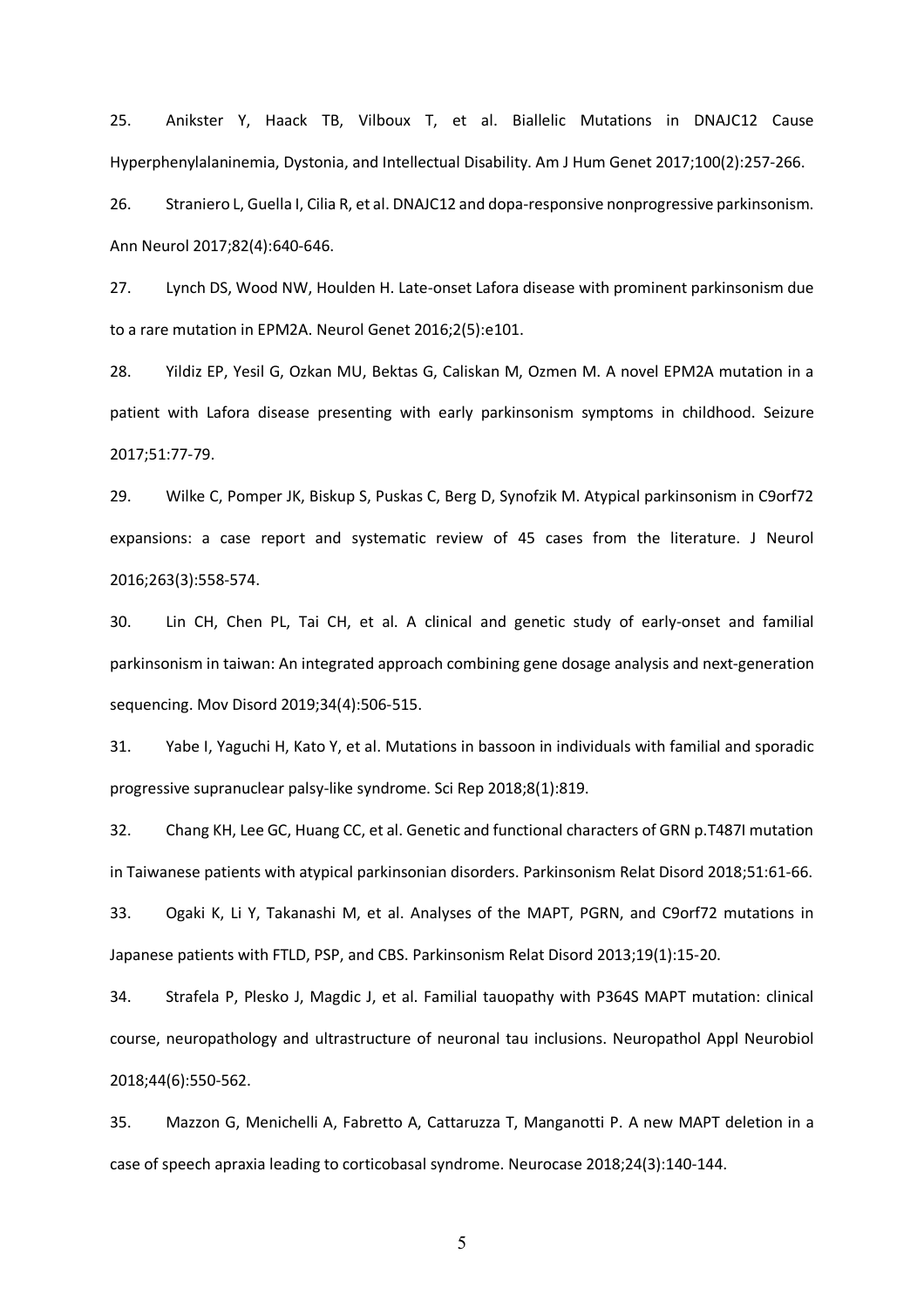25. Anikster Y, Haack TB, Vilboux T, et al. Biallelic Mutations in DNAJC12 Cause Hyperphenylalaninemia, Dystonia, and Intellectual Disability. Am J Hum Genet 2017;100(2):257-266.

26. Straniero L, Guella I, Cilia R, et al. DNAJC12 and dopa-responsive nonprogressive parkinsonism. Ann Neurol 2017;82(4):640-646.

27. Lynch DS, Wood NW, Houlden H. Late-onset Lafora disease with prominent parkinsonism due to a rare mutation in EPM2A. Neurol Genet 2016;2(5):e101.

28. Yildiz EP, Yesil G, Ozkan MU, Bektas G, Caliskan M, Ozmen M. A novel EPM2A mutation in a patient with Lafora disease presenting with early parkinsonism symptoms in childhood. Seizure 2017;51:77-79.

29. Wilke C, Pomper JK, Biskup S, Puskas C, Berg D, Synofzik M. Atypical parkinsonism in C9orf72 expansions: a case report and systematic review of 45 cases from the literature. J Neurol 2016;263(3):558-574.

30. Lin CH, Chen PL, Tai CH, et al. A clinical and genetic study of early-onset and familial parkinsonism in taiwan: An integrated approach combining gene dosage analysis and next-generation sequencing. Mov Disord 2019;34(4):506-515.

31. Yabe I, Yaguchi H, Kato Y, et al. Mutations in bassoon in individuals with familial and sporadic progressive supranuclear palsy-like syndrome. Sci Rep 2018;8(1):819.

32. Chang KH, Lee GC, Huang CC, et al. Genetic and functional characters of GRN p.T487I mutation in Taiwanese patients with atypical parkinsonian disorders. Parkinsonism Relat Disord 2018;51:61-66.

33. Ogaki K, Li Y, Takanashi M, et al. Analyses of the MAPT, PGRN, and C9orf72 mutations in Japanese patients with FTLD, PSP, and CBS. Parkinsonism Relat Disord 2013;19(1):15-20.

34. Strafela P, Plesko J, Magdic J, et al. Familial tauopathy with P364S MAPT mutation: clinical course, neuropathology and ultrastructure of neuronal tau inclusions. Neuropathol Appl Neurobiol 2018;44(6):550-562.

35. Mazzon G, Menichelli A, Fabretto A, Cattaruzza T, Manganotti P. A new MAPT deletion in a case of speech apraxia leading to corticobasal syndrome. Neurocase 2018;24(3):140-144.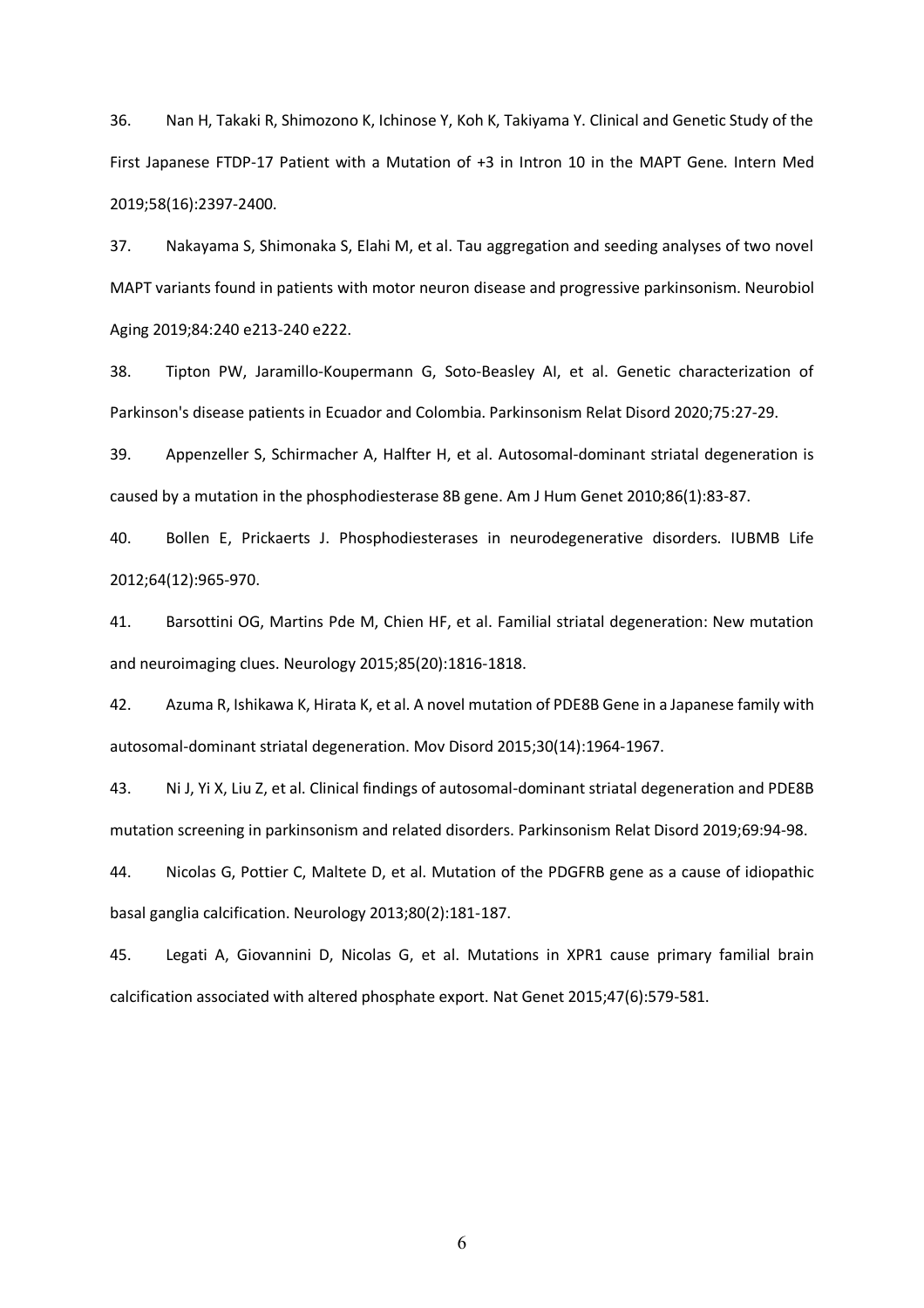36. Nan H, Takaki R, Shimozono K, Ichinose Y, Koh K, Takiyama Y. Clinical and Genetic Study of the First Japanese FTDP-17 Patient with a Mutation of +3 in Intron 10 in the MAPT Gene. Intern Med 2019;58(16):2397-2400.

37. Nakayama S, Shimonaka S, Elahi M, et al. Tau aggregation and seeding analyses of two novel MAPT variants found in patients with motor neuron disease and progressive parkinsonism. Neurobiol Aging 2019;84:240 e213-240 e222.

38. Tipton PW, Jaramillo-Koupermann G, Soto-Beasley AI, et al. Genetic characterization of Parkinson's disease patients in Ecuador and Colombia. Parkinsonism Relat Disord 2020;75:27-29.

39. Appenzeller S, Schirmacher A, Halfter H, et al. Autosomal-dominant striatal degeneration is caused by a mutation in the phosphodiesterase 8B gene. Am J Hum Genet 2010;86(1):83-87.

40. Bollen E, Prickaerts J. Phosphodiesterases in neurodegenerative disorders. IUBMB Life 2012;64(12):965-970.

41. Barsottini OG, Martins Pde M, Chien HF, et al. Familial striatal degeneration: New mutation and neuroimaging clues. Neurology 2015;85(20):1816-1818.

42. Azuma R, Ishikawa K, Hirata K, et al. A novel mutation of PDE8B Gene in a Japanese family with autosomal-dominant striatal degeneration. Mov Disord 2015;30(14):1964-1967.

43. Ni J, Yi X, Liu Z, et al. Clinical findings of autosomal-dominant striatal degeneration and PDE8B mutation screening in parkinsonism and related disorders. Parkinsonism Relat Disord 2019;69:94-98.

44. Nicolas G, Pottier C, Maltete D, et al. Mutation of the PDGFRB gene as a cause of idiopathic basal ganglia calcification. Neurology 2013;80(2):181-187.

45. Legati A, Giovannini D, Nicolas G, et al. Mutations in XPR1 cause primary familial brain calcification associated with altered phosphate export. Nat Genet 2015;47(6):579-581.